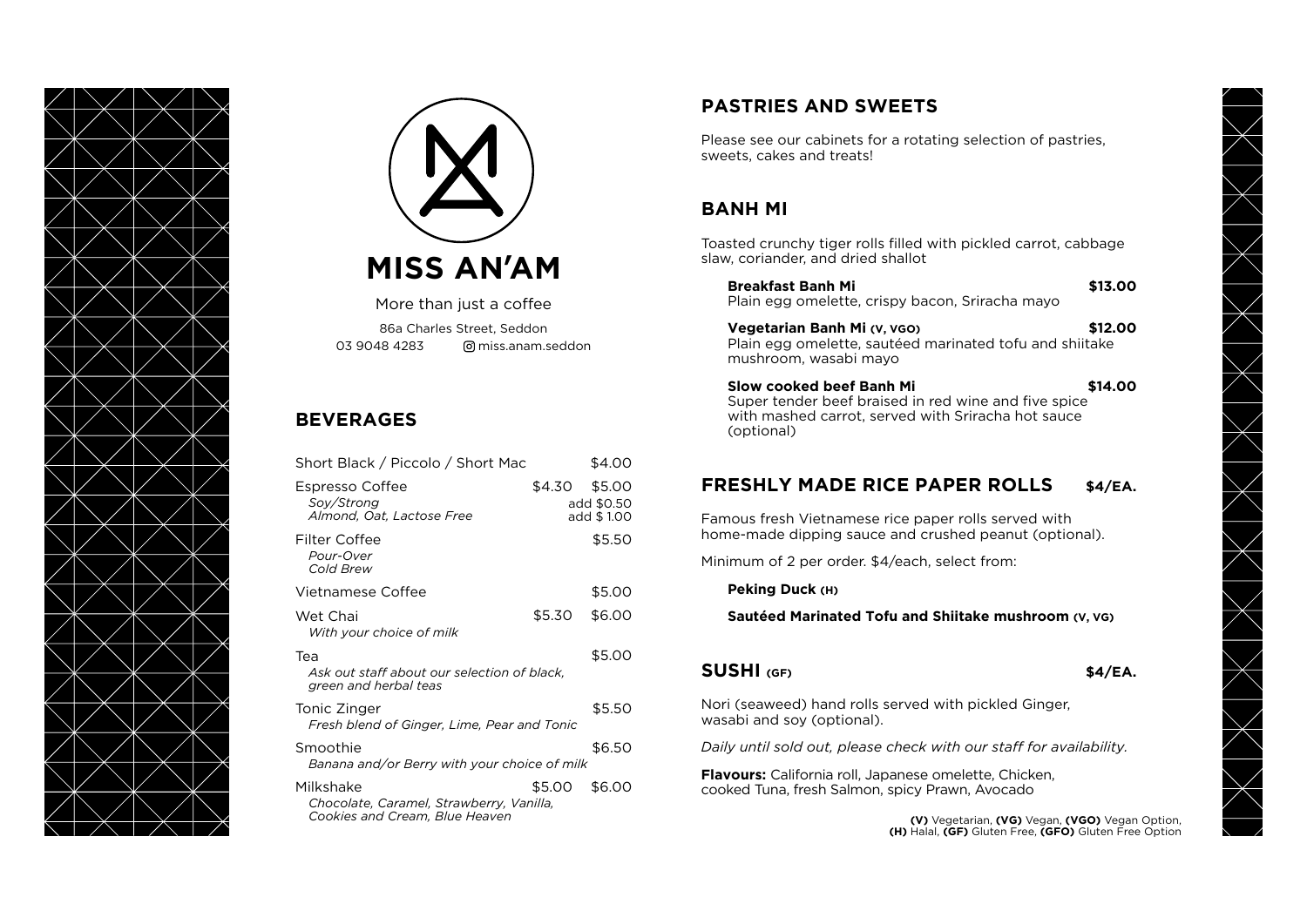# MISS AN'AM

More than just a coffee

86a Charles Street, Seddon

03 9048 4283 miss.anam.seddon

## BEVERAGES

| Item | | |
|---|---|---|
| Short Black / Piccolo / Short Mac | | $4.00 |
| Espresso Coffee | $4.30 | $5.00 |
| *Soy/Strong* | | add $0.50 |
| *Almond, Oat, Lactose Free* | | add $1.00 |
| Filter Coffee | | $5.50 |
| *Pour-Over* | | |
| *Cold Brew* | | |
| Vietnamese Coffee | | $5.00 |
| Wet Chai | $5.30 | $6.00 |
| *With your choice of milk* | | |
| Tea | | $5.00 |
| *Ask out staff about our selection of black, green and herbal teas* | | |
| Tonic Zinger | | $5.50 |
| *Fresh blend of Ginger, Lime, Pear and Tonic* | | |
| Smoothie | | $6.50 |
| *Banana and/or Berry with your choice of milk* | | |
| Milkshake | $5.00 | $6.00 |
| *Chocolate, Caramel, Strawberry, Vanilla, Cookies and Cream, Blue Heaven* | | |

## PASTRIES AND SWEETS

Please see our cabinets for a rotating selection of pastries, sweets, cakes and treats!

## BANH MI

Toasted crunchy tiger rolls filled with pickled carrot, cabbage slaw, coriander, and dried shallot

**Breakfast Banh Mi** **$13.00**
Plain egg omelette, crispy bacon, Sriracha mayo

**Vegetarian Banh Mi (V, VGO)** **$12.00**
Plain egg omelette, sautéed marinated tofu and shiitake mushroom, wasabi mayo

**Slow cooked beef Banh Mi** **$14.00**
Super tender beef braised in red wine and five spice with mashed carrot, served with Sriracha hot sauce (optional)

## FRESHLY MADE RICE PAPER ROLLS $4/EA.

Famous fresh Vietnamese rice paper rolls served with home-made dipping sauce and crushed peanut (optional).

Minimum of 2 per order. $4/each, select from:

**Peking Duck (H)**

**Sautéed Marinated Tofu and Shiitake mushroom (V, VG)**

## SUSHI (GF) $4/EA.

Nori (seaweed) hand rolls served with pickled Ginger, wasabi and soy (optional).

*Daily until sold out, please check with our staff for availability.*

**Flavours:** California roll, Japanese omelette, Chicken, cooked Tuna, fresh Salmon, spicy Prawn, Avocado

**(V)** Vegetarian, **(VG)** Vegan, **(VGO)** Vegan Option, **(H)** Halal, **(GF)** Gluten Free, **(GFO)** Gluten Free Option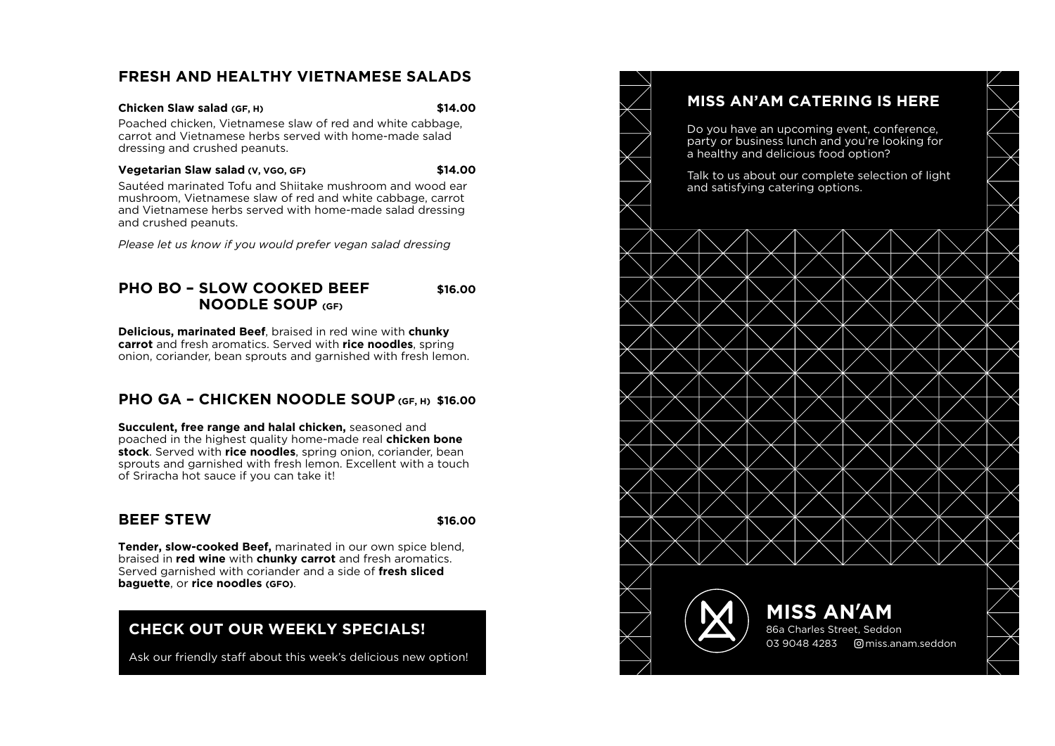## FRESH AND HEALTHY VIETNAMESE SALADS

**Chicken Slaw salad (GF, H)** **$14.00**

Poached chicken, Vietnamese slaw of red and white cabbage, carrot and Vietnamese herbs served with home-made salad dressing and crushed peanuts.

**Vegetarian Slaw salad (V, VGO, GF)** **$14.00**

Sautéed marinated Tofu and Shiitake mushroom and wood ear mushroom, Vietnamese slaw of red and white cabbage, carrot and Vietnamese herbs served with home-made salad dressing and crushed peanuts.

*Please let us know if you would prefer vegan salad dressing*

## PHO BO – SLOW COOKED BEEF NOODLE SOUP (GF) $16.00

**Delicious, marinated Beef**, braised in red wine with **chunky carrot** and fresh aromatics. Served with **rice noodles**, spring onion, coriander, bean sprouts and garnished with fresh lemon.

## PHO GA – CHICKEN NOODLE SOUP (GF, H) $16.00

**Succulent, free range and halal chicken,** seasoned and poached in the highest quality home-made real **chicken bone stock**. Served with **rice noodles**, spring onion, coriander, bean sprouts and garnished with fresh lemon. Excellent with a touch of Sriracha hot sauce if you can take it!

## BEEF STEW $16.00

**Tender, slow-cooked Beef,** marinated in our own spice blend, braised in **red wine** with **chunky carrot** and fresh aromatics. Served garnished with coriander and a side of **fresh sliced baguette**, or **rice noodles (GFO)**.

## CHECK OUT OUR WEEKLY SPECIALS!

Ask our friendly staff about this week's delicious new option!

## MISS AN'AM CATERING IS HERE

Do you have an upcoming event, conference, party or business lunch and you're looking for a healthy and delicious food option?

Talk to us about our complete selection of light and satisfying catering options.

## MISS AN'AM

86a Charles Street, Seddon

03 9048 4283 miss.anam.seddon